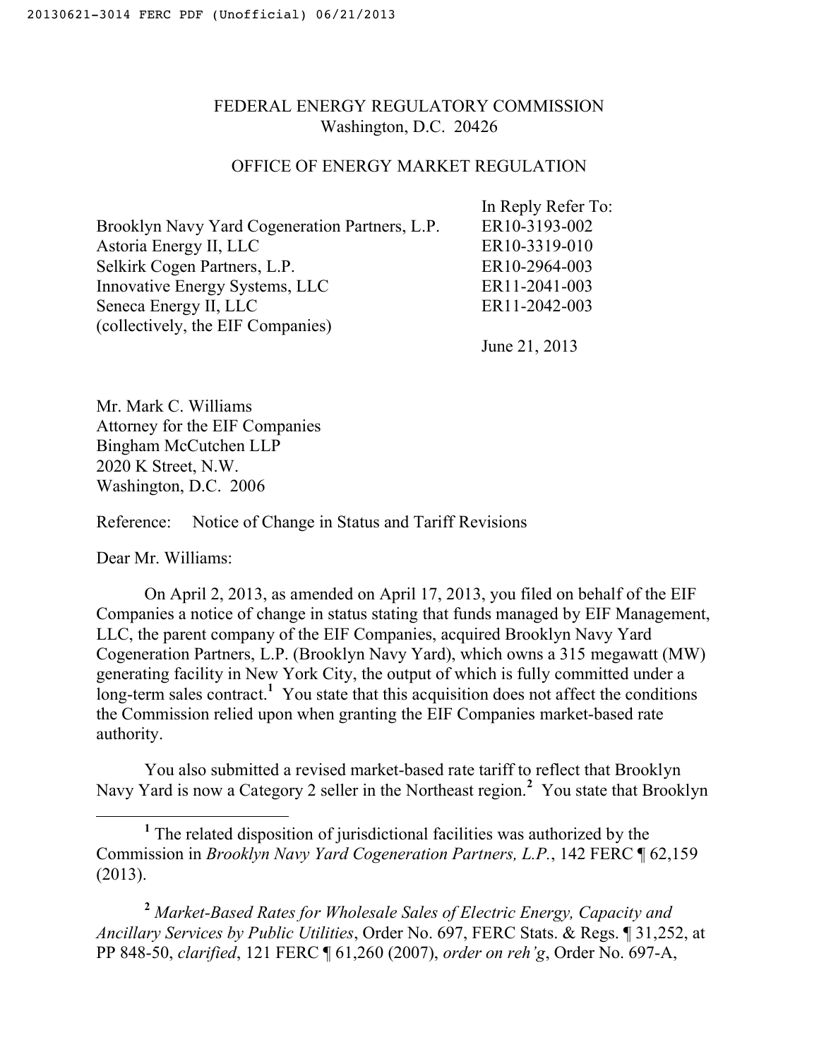FEDERAL ENERGY REGULATORY COMMISSION
Washington, D.C. 20426

OFFICE OF ENERGY MARKET REGULATION

| | In Reply Refer To: |
|---|---|
| Brooklyn Navy Yard Cogeneration Partners, L.P. | ER10-3193-002 |
| Astoria Energy II, LLC | ER10-3319-010 |
| Selkirk Cogen Partners, L.P. | ER10-2964-003 |
| Innovative Energy Systems, LLC | ER11-2041-003 |
| Seneca Energy II, LLC | ER11-2042-003 |
| (collectively, the EIF Companies) | |
| | June 21, 2013 |

Mr. Mark C. Williams
Attorney for the EIF Companies
Bingham McCutchen LLP
2020 K Street, N.W.
Washington, D.C. 2006

Reference: Notice of Change in Status and Tariff Revisions

Dear Mr. Williams:

On April 2, 2013, as amended on April 17, 2013, you filed on behalf of the EIF Companies a notice of change in status stating that funds managed by EIF Management, LLC, the parent company of the EIF Companies, acquired Brooklyn Navy Yard Cogeneration Partners, L.P. (Brooklyn Navy Yard), which owns a 315 megawatt (MW) generating facility in New York City, the output of which is fully committed under a long-term sales contract.[1] You state that this acquisition does not affect the conditions the Commission relied upon when granting the EIF Companies market-based rate authority.

You also submitted a revised market-based rate tariff to reflect that Brooklyn Navy Yard is now a Category 2 seller in the Northeast region.[2] You state that Brooklyn

---

[1] The related disposition of jurisdictional facilities was authorized by the Commission in *Brooklyn Navy Yard Cogeneration Partners, L.P.*, 142 FERC ¶ 62,159 (2013).

[2] *Market-Based Rates for Wholesale Sales of Electric Energy, Capacity and Ancillary Services by Public Utilities*, Order No. 697, FERC Stats. & Regs. ¶ 31,252, at PP 848-50, *clarified*, 121 FERC ¶ 61,260 (2007), *order on reh'g*, Order No. 697-A,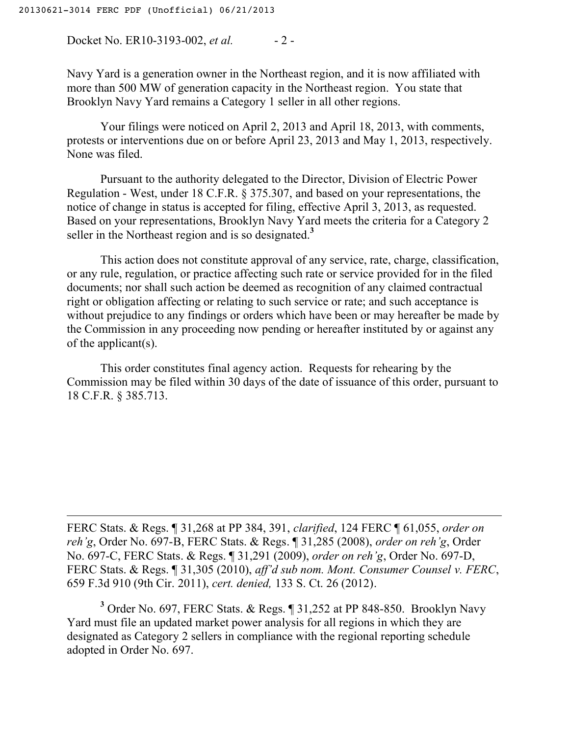Navy Yard is a generation owner in the Northeast region, and it is now affiliated with more than 500 MW of generation capacity in the Northeast region. You state that Brooklyn Navy Yard remains a Category 1 seller in all other regions.

Your filings were noticed on April 2, 2013 and April 18, 2013, with comments, protests or interventions due on or before April 23, 2013 and May 1, 2013, respectively. None was filed.

Pursuant to the authority delegated to the Director, Division of Electric Power Regulation - West, under 18 C.F.R. § 375.307, and based on your representations, the notice of change in status is accepted for filing, effective April 3, 2013, as requested. Based on your representations, Brooklyn Navy Yard meets the criteria for a Category 2 seller in the Northeast region and is so designated.[3]

This action does not constitute approval of any service, rate, charge, classification, or any rule, regulation, or practice affecting such rate or service provided for in the filed documents; nor shall such action be deemed as recognition of any claimed contractual right or obligation affecting or relating to such service or rate; and such acceptance is without prejudice to any findings or orders which have been or may hereafter be made by the Commission in any proceeding now pending or hereafter instituted by or against any of the applicant(s).

This order constitutes final agency action. Requests for rehearing by the Commission may be filed within 30 days of the date of issuance of this order, pursuant to 18 C.F.R. § 385.713.

---

FERC Stats. & Regs. ¶ 31,268 at PP 384, 391, *clarified*, 124 FERC ¶ 61,055, *order on reh'g*, Order No. 697-B, FERC Stats. & Regs. ¶ 31,285 (2008), *order on reh'g*, Order No. 697-C, FERC Stats. & Regs. ¶ 31,291 (2009), *order on reh'g*, Order No. 697-D, FERC Stats. & Regs. ¶ 31,305 (2010), *aff'd sub nom. Mont. Consumer Counsel v. FERC*, 659 F.3d 910 (9th Cir. 2011), *cert. denied,* 133 S. Ct. 26 (2012).

[3] Order No. 697, FERC Stats. & Regs. ¶ 31,252 at PP 848-850. Brooklyn Navy Yard must file an updated market power analysis for all regions in which they are designated as Category 2 sellers in compliance with the regional reporting schedule adopted in Order No. 697.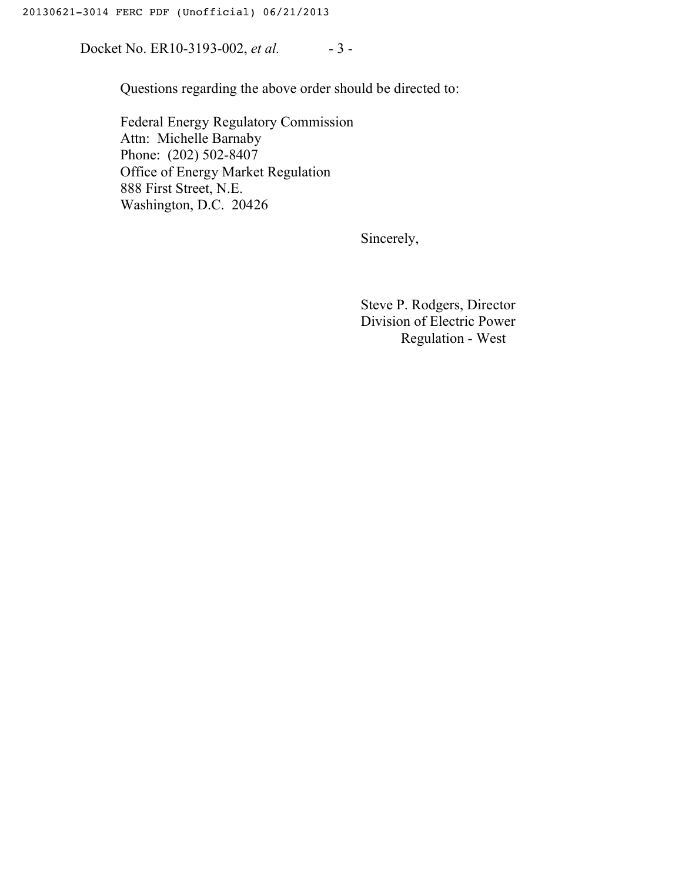Questions regarding the above order should be directed to:

Federal Energy Regulatory Commission
Attn: Michelle Barnaby
Phone: (202) 502-8407
Office of Energy Market Regulation
888 First Street, N.E.
Washington, D.C. 20426

Sincerely,

Steve P. Rodgers, Director
Division of Electric Power
Regulation - West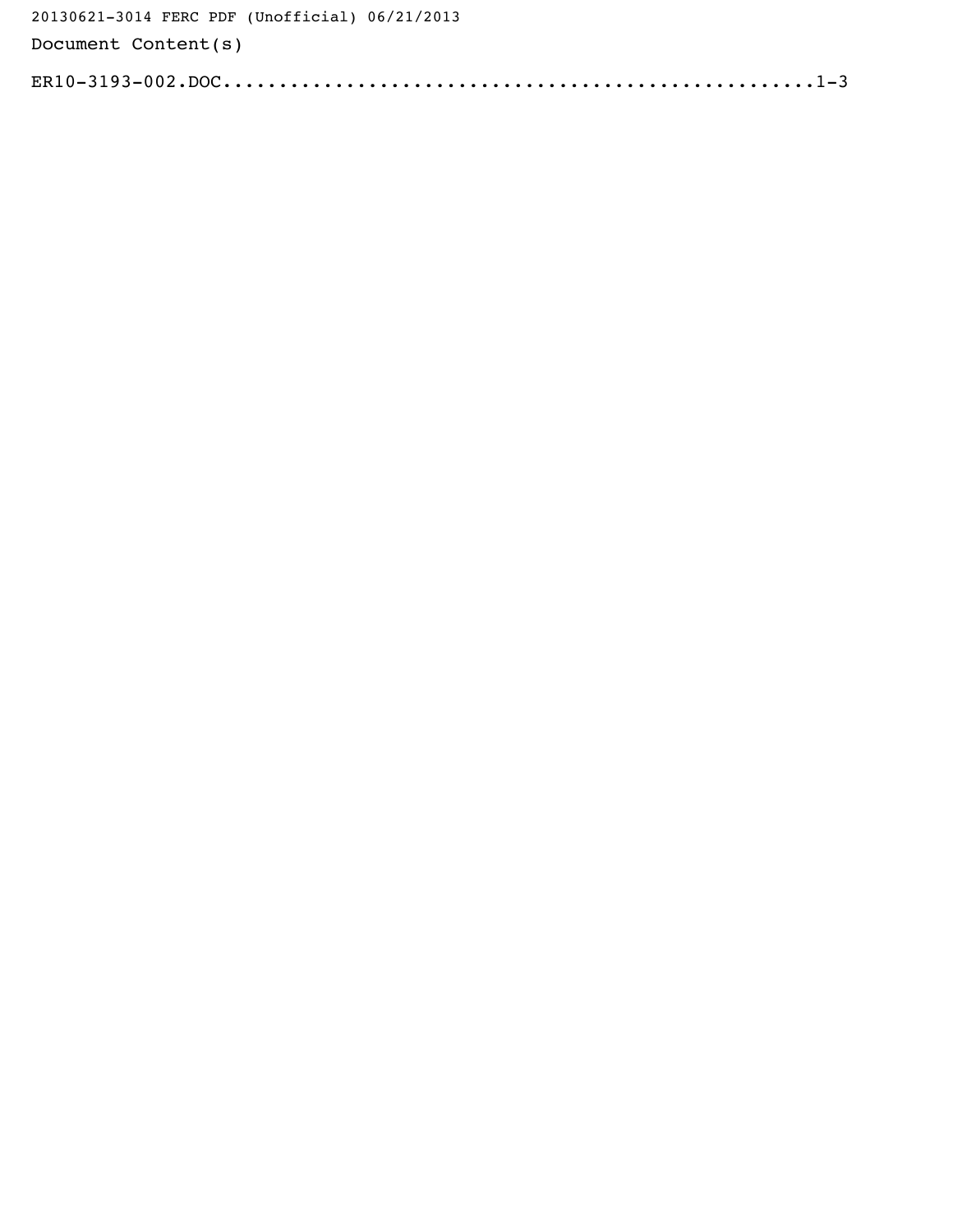Document Content(s)

ER10-3193-002.DOC.....................................................1-3